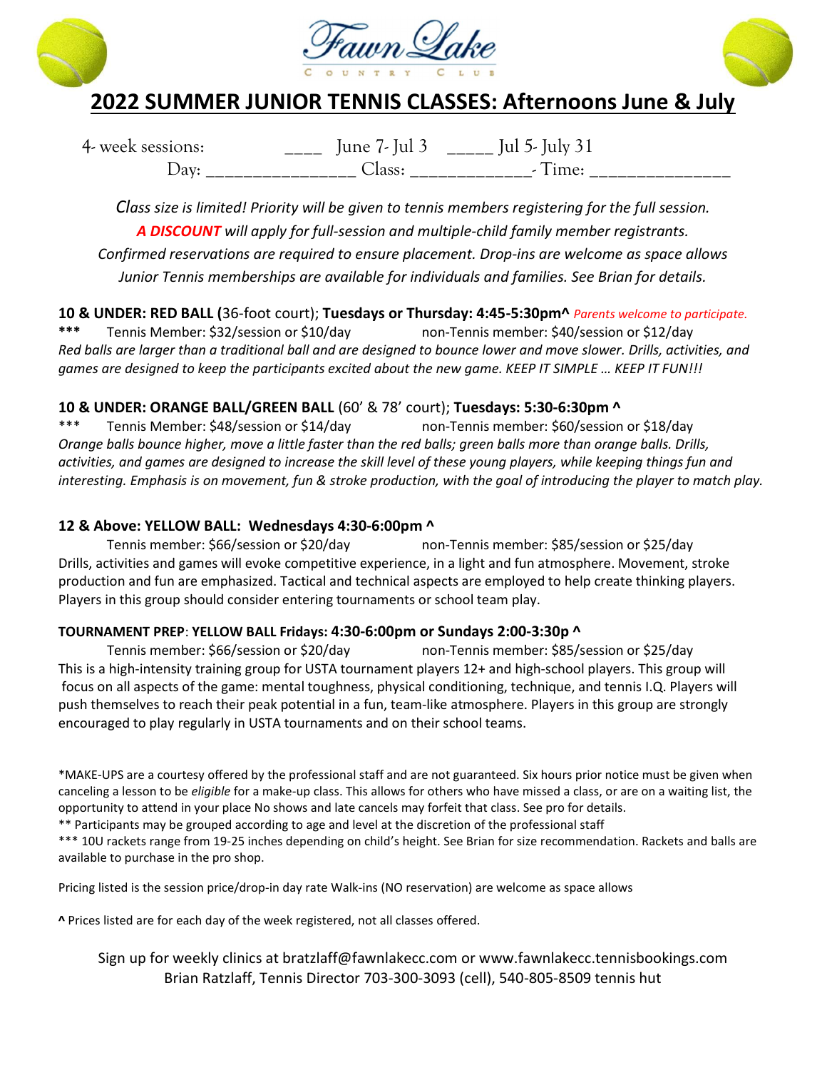Fawn Lake

COUNTRY CLUB

# 2022 SUMMER JUNIOR TENNIS CLASSES: Afternoons June & July

4- week sessions: ____ June 7- Jul 3 _____ Jul 5- July 31

Day: ________________ Class: _____________- Time: _______________

*Class size is limited! Priority will be given to tennis members registering for the full session.*

***A DISCOUNT** will apply for full-session and multiple-child family member registrants.*

*Confirmed reservations are required to ensure placement. Drop-ins are welcome as space allows*

*Junior Tennis memberships are available for individuals and families. See Brian for details.*

**10 & UNDER: RED BALL (**36-foot court); **Tuesdays or Thursday: 4:45-5:30pm^** *Parents welcome to participate.*

**\*\*\*** Tennis Member: $32/session or $10/day non-Tennis member: $40/session or $12/day

*Red balls are larger than a traditional ball and are designed to bounce lower and move slower. Drills, activities, and games are designed to keep the participants excited about the new game. KEEP IT SIMPLE … KEEP IT FUN!!!*

**10 & UNDER: ORANGE BALL/GREEN BALL** (60' & 78' court); **Tuesdays: 5:30-6:30pm ^**

\*\*\* Tennis Member: $48/session or $14/day non-Tennis member: $60/session or $18/day

*Orange balls bounce higher, move a little faster than the red balls; green balls more than orange balls. Drills, activities, and games are designed to increase the skill level of these young players, while keeping things fun and interesting. Emphasis is on movement, fun & stroke production, with the goal of introducing the player to match play.*

**12 & Above: YELLOW BALL: Wednesdays 4:30-6:00pm ^**

Tennis member: $66/session or $20/day non-Tennis member: $85/session or $25/day

Drills, activities and games will evoke competitive experience, in a light and fun atmosphere. Movement, stroke production and fun are emphasized. Tactical and technical aspects are employed to help create thinking players. Players in this group should consider entering tournaments or school team play.

**TOURNAMENT PREP: YELLOW BALL Fridays: 4:30-6:00pm or Sundays 2:00-3:30p ^**

Tennis member: $66/session or $20/day non-Tennis member: $85/session or $25/day

This is a high-intensity training group for USTA tournament players 12+ and high-school players. This group will focus on all aspects of the game: mental toughness, physical conditioning, technique, and tennis I.Q. Players will push themselves to reach their peak potential in a fun, team-like atmosphere. Players in this group are strongly encouraged to play regularly in USTA tournaments and on their school teams.

\*MAKE-UPS are a courtesy offered by the professional staff and are not guaranteed. Six hours prior notice must be given when canceling a lesson to be *eligible* for a make-up class. This allows for others who have missed a class, or are on a waiting list, the opportunity to attend in your place No shows and late cancels may forfeit that class. See pro for details.

\*\* Participants may be grouped according to age and level at the discretion of the professional staff

\*\*\* 10U rackets range from 19-25 inches depending on child's height. See Brian for size recommendation. Rackets and balls are available to purchase in the pro shop.

Pricing listed is the session price/drop-in day rate Walk-ins (NO reservation) are welcome as space allows

**^** Prices listed are for each day of the week registered, not all classes offered.

Sign up for weekly clinics at bratzlaff@fawnlakecc.com or www.fawnlakecc.tennisbookings.com

Brian Ratzlaff, Tennis Director 703-300-3093 (cell), 540-805-8509 tennis hut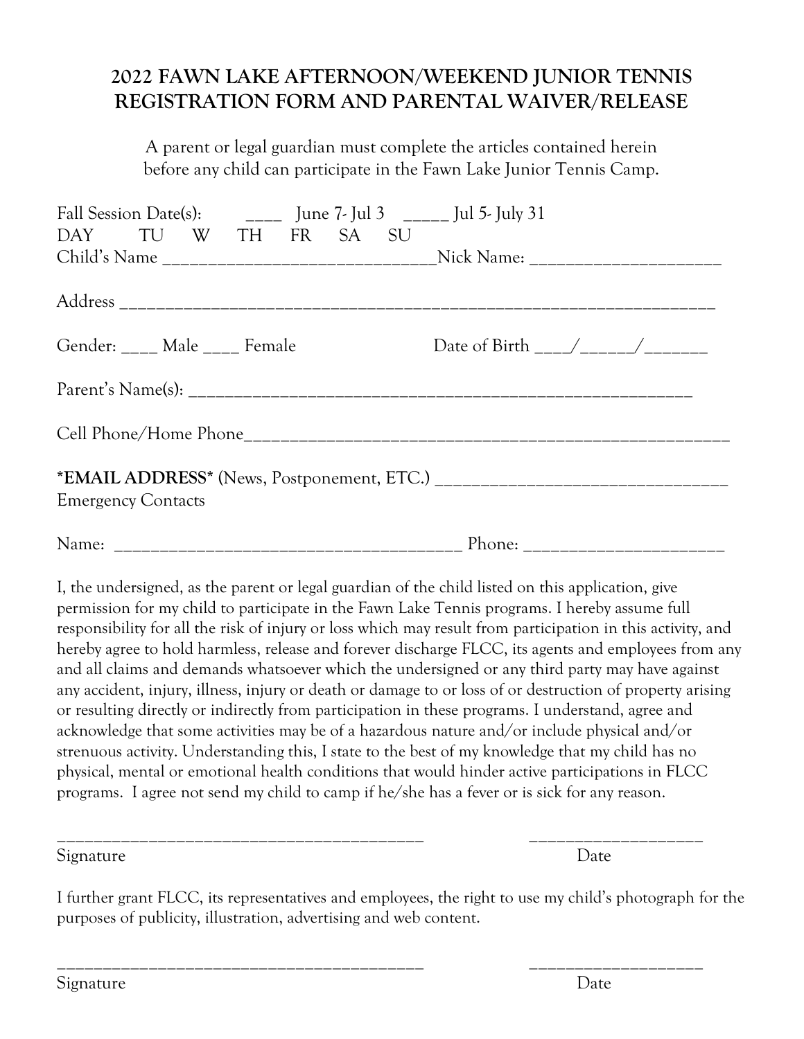## 2022 FAWN LAKE AFTERNOON/WEEKEND JUNIOR TENNIS REGISTRATION FORM AND PARENTAL WAIVER/RELEASE

A parent or legal guardian must complete the articles contained herein before any child can participate in the Fawn Lake Junior Tennis Camp.

Fall Session Date(s): ____ June 7- Jul 3 _____ Jul 5- July 31

DAY TU W TH FR SA SU

Child's Name _______________________________Nick Name: _____________________

Address ______________________________________________________________________

Gender: ____ Male ____ Female Date of Birth ____/______/_______

Parent's Name(s): ___________________________________________________________

Cell Phone/Home Phone_______________________________________________________

**\*EMAIL ADDRESS\*** (News, Postponement, ETC.) _________________________________

Emergency Contacts

Name: ______________________________________ Phone: _______________________

I, the undersigned, as the parent or legal guardian of the child listed on this application, give permission for my child to participate in the Fawn Lake Tennis programs. I hereby assume full responsibility for all the risk of injury or loss which may result from participation in this activity, and hereby agree to hold harmless, release and forever discharge FLCC, its agents and employees from any and all claims and demands whatsoever which the undersigned or any third party may have against any accident, injury, illness, injury or death or damage to or loss of or destruction of property arising or resulting directly or indirectly from participation in these programs. I understand, agree and acknowledge that some activities may be of a hazardous nature and/or include physical and/or strenuous activity. Understanding this, I state to the best of my knowledge that my child has no physical, mental or emotional health conditions that would hinder active participations in FLCC programs. I agree not send my child to camp if he/she has a fever or is sick for any reason.

________________________________________ ___________________

Signature Date

I further grant FLCC, its representatives and employees, the right to use my child's photograph for the purposes of publicity, illustration, advertising and web content.

________________________________________ ___________________

Signature Date